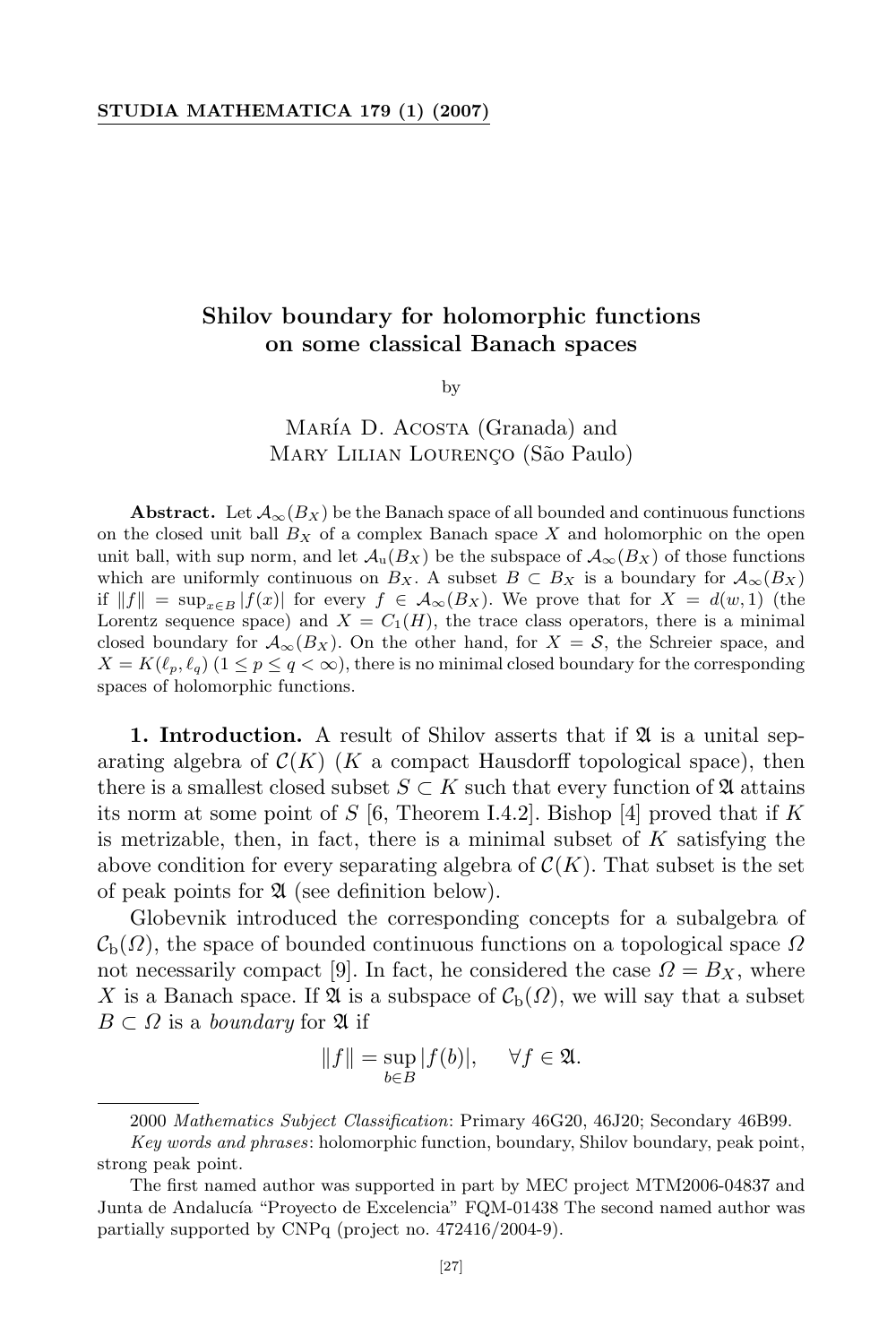# Shilov boundary for holomorphic functions on some classical Banach spaces

by

María D. Acosta (Granada) and Mary Lilian Lourenço (São Paulo)

**Abstract.** Let $\mathcal{A}_\infty(B_X)$ be the Banach space of all bounded and continuous functions on the closed unit ball $B_X$ of a complex Banach space $X$ and holomorphic on the open unit ball, with sup norm, and let $\mathcal{A}_{\mathrm{u}}(B_X)$ be the subspace of $\mathcal{A}_\infty(B_X)$ of those functions which are uniformly continuous on $B_X$. A subset $B \subset B_X$ is a boundary for $\mathcal{A}_\infty(B_X)$ if $\|f\| = \sup_{x\in B} |f(x)|$ for every $f \in \mathcal{A}_\infty(B_X)$. We prove that for $X = d(w,1)$ (the Lorentz sequence space) and $X = C_1(H)$, the trace class operators, there is a minimal closed boundary for $\mathcal{A}_\infty(B_X)$. On the other hand, for $X = \mathcal{S}$, the Schreier space, and $X = K(\ell_p, \ell_q)$ ($1 \le p \le q < \infty$), there is no minimal closed boundary for the corresponding spaces of holomorphic functions.

**1. Introduction.** A result of Shilov asserts that if $\mathfrak{A}$ is a unital separating algebra of $\mathcal{C}(K)$ ($K$ a compact Hausdorff topological space), then there is a smallest closed subset $S \subset K$ such that every function of $\mathfrak{A}$ attains its norm at some point of $S$ [6, Theorem I.4.2]. Bishop [4] proved that if $K$ is metrizable, then, in fact, there is a minimal subset of $K$ satisfying the above condition for every separating algebra of $\mathcal{C}(K)$. That subset is the set of peak points for $\mathfrak{A}$ (see definition below).

Globevnik introduced the corresponding concepts for a subalgebra of $\mathcal{C}_{\mathrm{b}}(\Omega)$, the space of bounded continuous functions on a topological space $\Omega$ not necessarily compact [9]. In fact, he considered the case $\Omega = B_X$, where $X$ is a Banach space. If $\mathfrak{A}$ is a subspace of $\mathcal{C}_{\mathrm{b}}(\Omega)$, we will say that a subset $B \subset \Omega$ is a *boundary* for $\mathfrak{A}$ if

$$\|f\| = \sup_{b\in B} |f(b)|, \quad \forall f \in \mathfrak{A}.$$

---

2000 *Mathematics Subject Classification*: Primary 46G20, 46J20; Secondary 46B99.

*Key words and phrases*: holomorphic function, boundary, Shilov boundary, peak point, strong peak point.

The first named author was supported in part by MEC project MTM2006-04837 and Junta de Andalucía "Proyecto de Excelencia" FQM-01438 The second named author was partially supported by CNPq (project no. 472416/2004-9).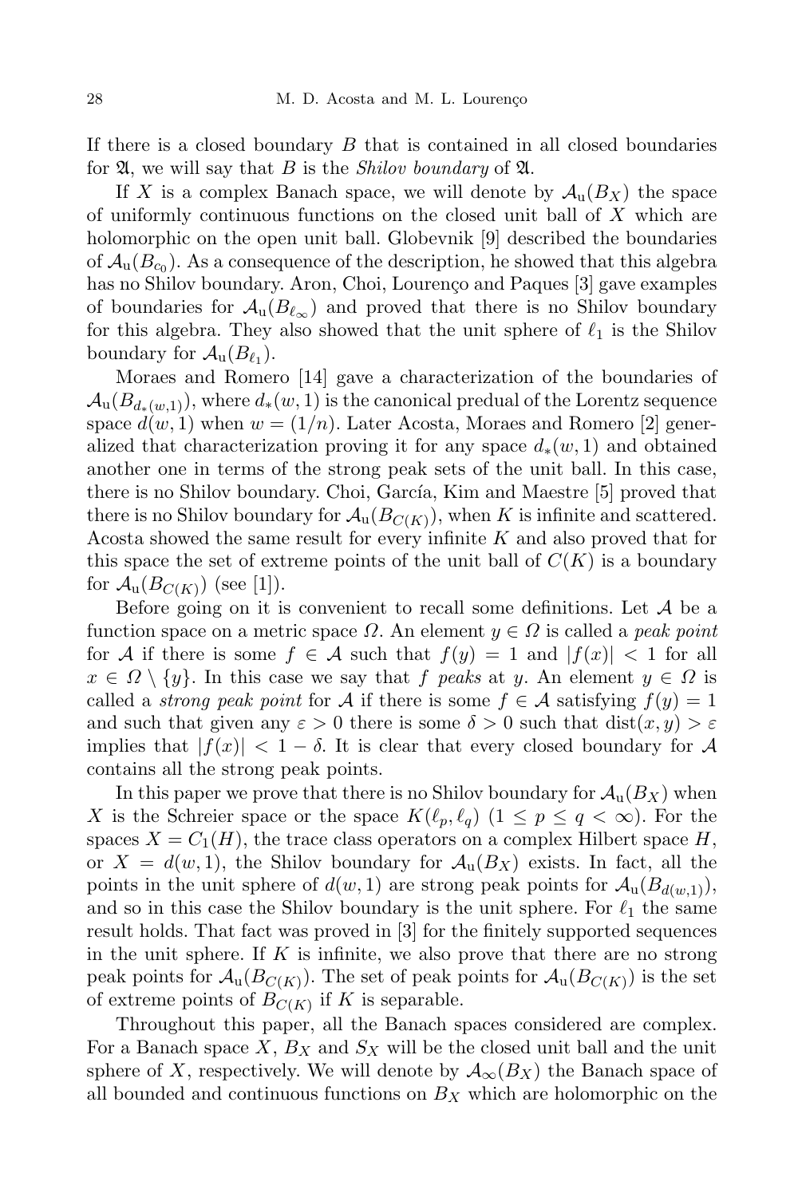If there is a closed boundary $B$ that is contained in all closed boundaries for $\mathfrak{A}$, we will say that $B$ is the *Shilov boundary* of $\mathfrak{A}$.

If $X$ is a complex Banach space, we will denote by $\mathcal{A}_{\mathrm{u}}(B_X)$ the space of uniformly continuous functions on the closed unit ball of $X$ which are holomorphic on the open unit ball. Globevnik [9] described the boundaries of $\mathcal{A}_{\mathrm{u}}(B_{c_0})$. As a consequence of the description, he showed that this algebra has no Shilov boundary. Aron, Choi, Lourenço and Paques [3] gave examples of boundaries for $\mathcal{A}_{\mathrm{u}}(B_{\ell_\infty})$ and proved that there is no Shilov boundary for this algebra. They also showed that the unit sphere of $\ell_1$ is the Shilov boundary for $\mathcal{A}_{\mathrm{u}}(B_{\ell_1})$.

Moraes and Romero [14] gave a characterization of the boundaries of $\mathcal{A}_{\mathrm{u}}(B_{d_*(w,1)})$, where $d_*(w,1)$ is the canonical predual of the Lorentz sequence space $d(w,1)$ when $w=(1/n)$. Later Acosta, Moraes and Romero [2] generalized that characterization proving it for any space $d_*(w,1)$ and obtained another one in terms of the strong peak sets of the unit ball. In this case, there is no Shilov boundary. Choi, García, Kim and Maestre [5] proved that there is no Shilov boundary for $\mathcal{A}_{\mathrm{u}}(B_{C(K)})$, when $K$ is infinite and scattered. Acosta showed the same result for every infinite $K$ and also proved that for this space the set of extreme points of the unit ball of $C(K)$ is a boundary for $\mathcal{A}_{\mathrm{u}}(B_{C(K)})$ (see [1]).

Before going on it is convenient to recall some definitions. Let $\mathcal{A}$ be a function space on a metric space $\Omega$. An element $y \in \Omega$ is called a *peak point* for $\mathcal{A}$ if there is some $f \in \mathcal{A}$ such that $f(y)=1$ and $|f(x)|<1$ for all $x \in \Omega \setminus \{y\}$. In this case we say that $f$ *peaks* at $y$. An element $y \in \Omega$ is called a *strong peak point* for $\mathcal{A}$ if there is some $f \in \mathcal{A}$ satisfying $f(y)=1$ and such that given any $\varepsilon>0$ there is some $\delta>0$ such that $\operatorname{dist}(x,y)>\varepsilon$ implies that $|f(x)|<1-\delta$. It is clear that every closed boundary for $\mathcal{A}$ contains all the strong peak points.

In this paper we prove that there is no Shilov boundary for $\mathcal{A}_{\mathrm{u}}(B_X)$ when $X$ is the Schreier space or the space $K(\ell_p,\ell_q)$ $(1 \le p \le q < \infty)$. For the spaces $X=C_1(H)$, the trace class operators on a complex Hilbert space $H$, or $X=d(w,1)$, the Shilov boundary for $\mathcal{A}_{\mathrm{u}}(B_X)$ exists. In fact, all the points in the unit sphere of $d(w,1)$ are strong peak points for $\mathcal{A}_{\mathrm{u}}(B_{d(w,1)})$, and so in this case the Shilov boundary is the unit sphere. For $\ell_1$ the same result holds. That fact was proved in [3] for the finitely supported sequences in the unit sphere. If $K$ is infinite, we also prove that there are no strong peak points for $\mathcal{A}_{\mathrm{u}}(B_{C(K)})$. The set of peak points for $\mathcal{A}_{\mathrm{u}}(B_{C(K)})$ is the set of extreme points of $B_{C(K)}$ if $K$ is separable.

Throughout this paper, all the Banach spaces considered are complex. For a Banach space $X$, $B_X$ and $S_X$ will be the closed unit ball and the unit sphere of $X$, respectively. We will denote by $\mathcal{A}_\infty(B_X)$ the Banach space of all bounded and continuous functions on $B_X$ which are holomorphic on the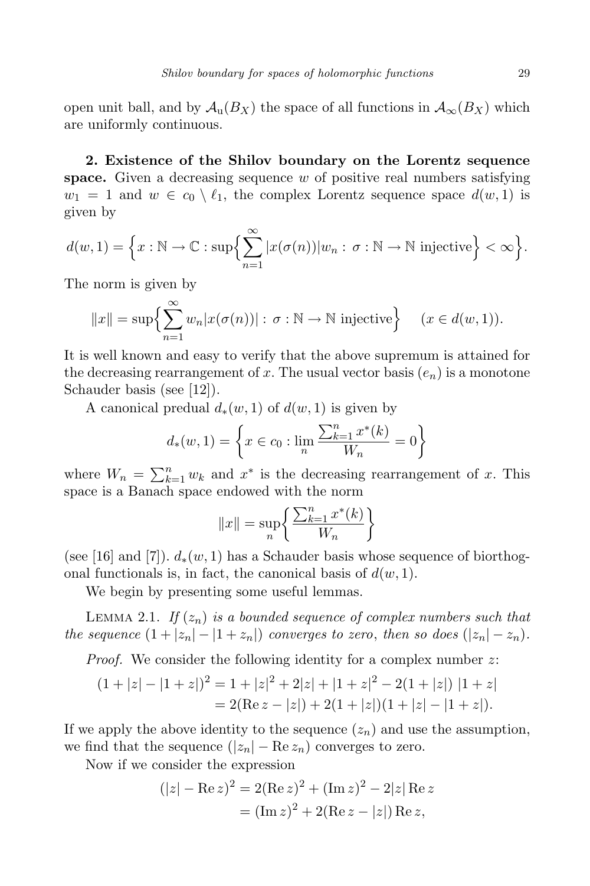open unit ball, and by $\mathcal{A}_{\mathrm{u}}(B_X)$ the space of all functions in $\mathcal{A}_\infty(B_X)$ which are uniformly continuous.

**2. Existence of the Shilov boundary on the Lorentz sequence space.** Given a decreasing sequence $w$ of positive real numbers satisfying $w_1 = 1$ and $w \in c_0 \setminus \ell_1$, the complex Lorentz sequence space $d(w,1)$ is given by

$$d(w,1) = \Big\{x : \mathbb{N} \to \mathbb{C} : \sup\Big\{\sum_{n=1}^{\infty} |x(\sigma(n))| w_n : \sigma : \mathbb{N} \to \mathbb{N} \text{ injective}\Big\} < \infty\Big\}.$$

The norm is given by

$$\|x\| = \sup\Big\{\sum_{n=1}^{\infty} w_n |x(\sigma(n))| : \sigma : \mathbb{N} \to \mathbb{N} \text{ injective}\Big\} \quad (x \in d(w,1)).$$

It is well known and easy to verify that the above supremum is attained for the decreasing rearrangement of $x$. The usual vector basis $(e_n)$ is a monotone Schauder basis (see [12]).

A canonical predual $d_*(w,1)$ of $d(w,1)$ is given by

$$d_*(w,1) = \left\{x \in c_0 : \lim_n \frac{\sum_{k=1}^n x^*(k)}{W_n} = 0\right\}$$

where $W_n = \sum_{k=1}^n w_k$ and $x^*$ is the decreasing rearrangement of $x$. This space is a Banach space endowed with the norm

$$\|x\| = \sup_n \left\{\frac{\sum_{k=1}^n x^*(k)}{W_n}\right\}$$

(see [16] and [7]). $d_*(w,1)$ has a Schauder basis whose sequence of biorthogonal functionals is, in fact, the canonical basis of $d(w,1)$.

We begin by presenting some useful lemmas.

Lemma 2.1. *If $(z_n)$ is a bounded sequence of complex numbers such that the sequence $(1 + |z_n| - |1 + z_n|)$ converges to zero, then so does $(|z_n| - z_n)$.*

*Proof.* We consider the following identity for a complex number $z$:

$$\begin{aligned}(1 + |z| - |1 + z|)^2 &= 1 + |z|^2 + 2|z| + |1 + z|^2 - 2(1 + |z|)\,|1 + z| \\ &= 2(\operatorname{Re} z - |z|) + 2(1 + |z|)(1 + |z| - |1 + z|).\end{aligned}$$

If we apply the above identity to the sequence $(z_n)$ and use the assumption, we find that the sequence $(|z_n| - \operatorname{Re} z_n)$ converges to zero.

Now if we consider the expression

$$\begin{aligned}(|z| - \operatorname{Re} z)^2 &= 2(\operatorname{Re} z)^2 + (\operatorname{Im} z)^2 - 2|z| \operatorname{Re} z \\ &= (\operatorname{Im} z)^2 + 2(\operatorname{Re} z - |z|) \operatorname{Re} z,\end{aligned}$$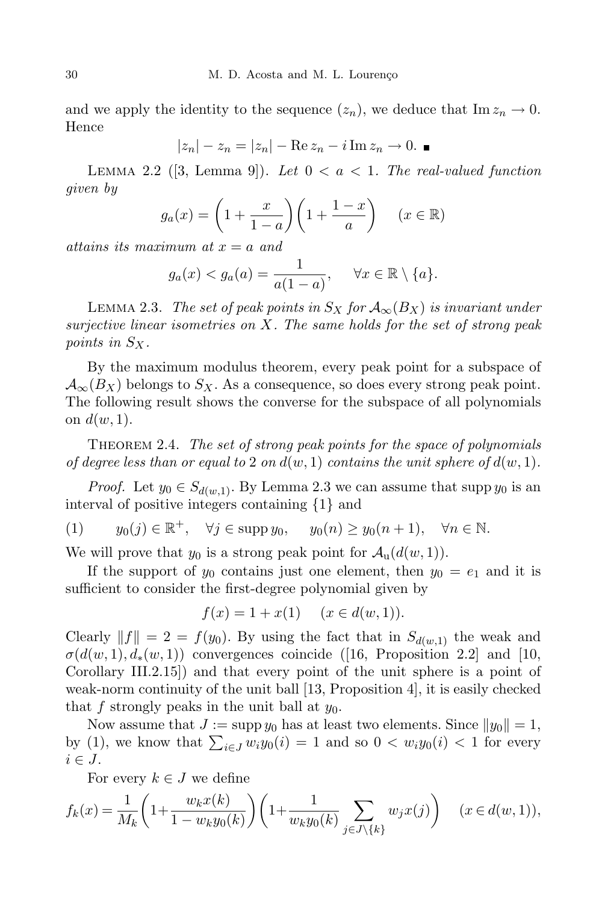and we apply the identity to the sequence $(z_n)$, we deduce that $\operatorname{Im} z_n \to 0$. Hence

$$|z_n| - z_n = |z_n| - \operatorname{Re} z_n - i \operatorname{Im} z_n \to 0. \quad \blacksquare$$

Lemma 2.2 ([3, Lemma 9]). *Let $0 < a < 1$. The real-valued function given by*

$$g_a(x) = \left(1 + \frac{x}{1-a}\right)\left(1 + \frac{1-x}{a}\right) \quad (x \in \mathbb{R})$$

*attains its maximum at $x = a$ and*

$$g_a(x) < g_a(a) = \frac{1}{a(1-a)}, \quad \forall x \in \mathbb{R} \setminus \{a\}.$$

Lemma 2.3. *The set of peak points in $S_X$ for $\mathcal{A}_\infty(B_X)$ is invariant under surjective linear isometries on $X$. The same holds for the set of strong peak points in $S_X$.*

By the maximum modulus theorem, every peak point for a subspace of $\mathcal{A}_\infty(B_X)$ belongs to $S_X$. As a consequence, so does every strong peak point. The following result shows the converse for the subspace of all polynomials on $d(w,1)$.

Theorem 2.4. *The set of strong peak points for the space of polynomials of degree less than or equal to 2 on $d(w,1)$ contains the unit sphere of $d(w,1)$.*

*Proof.* Let $y_0 \in S_{d(w,1)}$. By Lemma 2.3 we can assume that $\operatorname{supp} y_0$ is an interval of positive integers containing $\{1\}$ and

$$(1) \qquad y_0(j) \in \mathbb{R}^+, \quad \forall j \in \operatorname{supp} y_0, \qquad y_0(n) \geq y_0(n+1), \quad \forall n \in \mathbb{N}.$$

We will prove that $y_0$ is a strong peak point for $\mathcal{A}_{\mathrm{u}}(d(w,1))$.

If the support of $y_0$ contains just one element, then $y_0 = e_1$ and it is sufficient to consider the first-degree polynomial given by

$$f(x) = 1 + x(1) \quad (x \in d(w,1)).$$

Clearly $\|f\| = 2 = f(y_0)$. By using the fact that in $S_{d(w,1)}$ the weak and $\sigma(d(w,1), d_*(w,1))$ convergences coincide ([16, Proposition 2.2] and [10, Corollary III.2.15]) and that every point of the unit sphere is a point of weak-norm continuity of the unit ball [13, Proposition 4], it is easily checked that $f$ strongly peaks in the unit ball at $y_0$.

Now assume that $J := \operatorname{supp} y_0$ has at least two elements. Since $\|y_0\| = 1$, by (1), we know that $\sum_{i \in J} w_i y_0(i) = 1$ and so $0 < w_i y_0(i) < 1$ for every $i \in J$.

For every $k \in J$ we define

$$f_k(x) = \frac{1}{M_k}\left(1 + \frac{w_k x(k)}{1 - w_k y_0(k)}\right)\left(1 + \frac{1}{w_k y_0(k)} \sum_{j \in J \setminus \{k\}} w_j x(j)\right) \quad (x \in d(w,1)),$$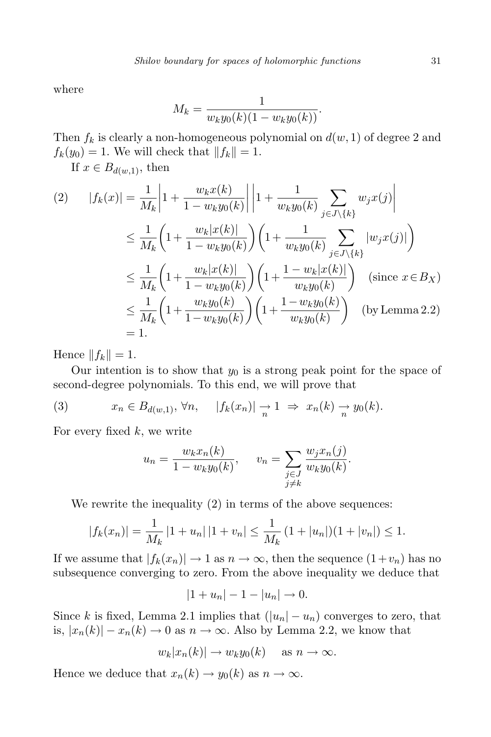where

$$M_k = \frac{1}{w_k y_0(k)(1 - w_k y_0(k))}.$$

Then $f_k$ is clearly a non-homogeneous polynomial on $d(w,1)$ of degree 2 and $f_k(y_0) = 1$. We will check that $\|f_k\| = 1$.

If $x \in B_{d(w,1)}$, then

$$
\begin{aligned}
(2) \qquad |f_k(x)| &= \frac{1}{M_k}\left|1 + \frac{w_k x(k)}{1 - w_k y_0(k)}\right| \left|1 + \frac{1}{w_k y_0(k)} \sum_{j \in J\setminus\{k\}} w_j x(j)\right| \\
&\le \frac{1}{M_k}\left(1 + \frac{w_k |x(k)|}{1 - w_k y_0(k)}\right)\left(1 + \frac{1}{w_k y_0(k)} \sum_{j \in J\setminus\{k\}} |w_j x(j)|\right) \\
&\le \frac{1}{M_k}\left(1 + \frac{w_k |x(k)|}{1 - w_k y_0(k)}\right)\left(1 + \frac{1 - w_k |x(k)|}{w_k y_0(k)}\right) \quad (\text{since } x \in B_X) \\
&\le \frac{1}{M_k}\left(1 + \frac{w_k y_0(k)}{1 - w_k y_0(k)}\right)\left(1 + \frac{1 - w_k y_0(k)}{w_k y_0(k)}\right) \quad (\text{by Lemma 2.2}) \\
&= 1.
\end{aligned}
$$

Hence $\|f_k\| = 1$.

Our intention is to show that $y_0$ is a strong peak point for the space of second-degree polynomials. To this end, we will prove that

$$(3) \qquad x_n \in B_{d(w,1)},\ \forall n, \quad |f_k(x_n)| \underset{n}{\to} 1 \ \Rightarrow\ x_n(k) \underset{n}{\to} y_0(k).$$

For every fixed $k$, we write

$$u_n = \frac{w_k x_n(k)}{1 - w_k y_0(k)}, \qquad v_n = \sum_{\substack{j \in J \\ j \ne k}} \frac{w_j x_n(j)}{w_k y_0(k)}.$$

We rewrite the inequality (2) in terms of the above sequences:

$$|f_k(x_n)| = \frac{1}{M_k}\,|1 + u_n|\,|1 + v_n| \le \frac{1}{M_k}\,(1 + |u_n|)(1 + |v_n|) \le 1.$$

If we assume that $|f_k(x_n)| \to 1$ as $n \to \infty$, then the sequence $(1 + v_n)$ has no subsequence converging to zero. From the above inequality we deduce that

$$|1 + u_n| - 1 - |u_n| \to 0.$$

Since $k$ is fixed, Lemma 2.1 implies that $(|u_n| - u_n)$ converges to zero, that is, $|x_n(k)| - x_n(k) \to 0$ as $n \to \infty$. Also by Lemma 2.2, we know that

$$w_k |x_n(k)| \to w_k y_0(k) \quad \text{as } n \to \infty.$$

Hence we deduce that $x_n(k) \to y_0(k)$ as $n \to \infty$.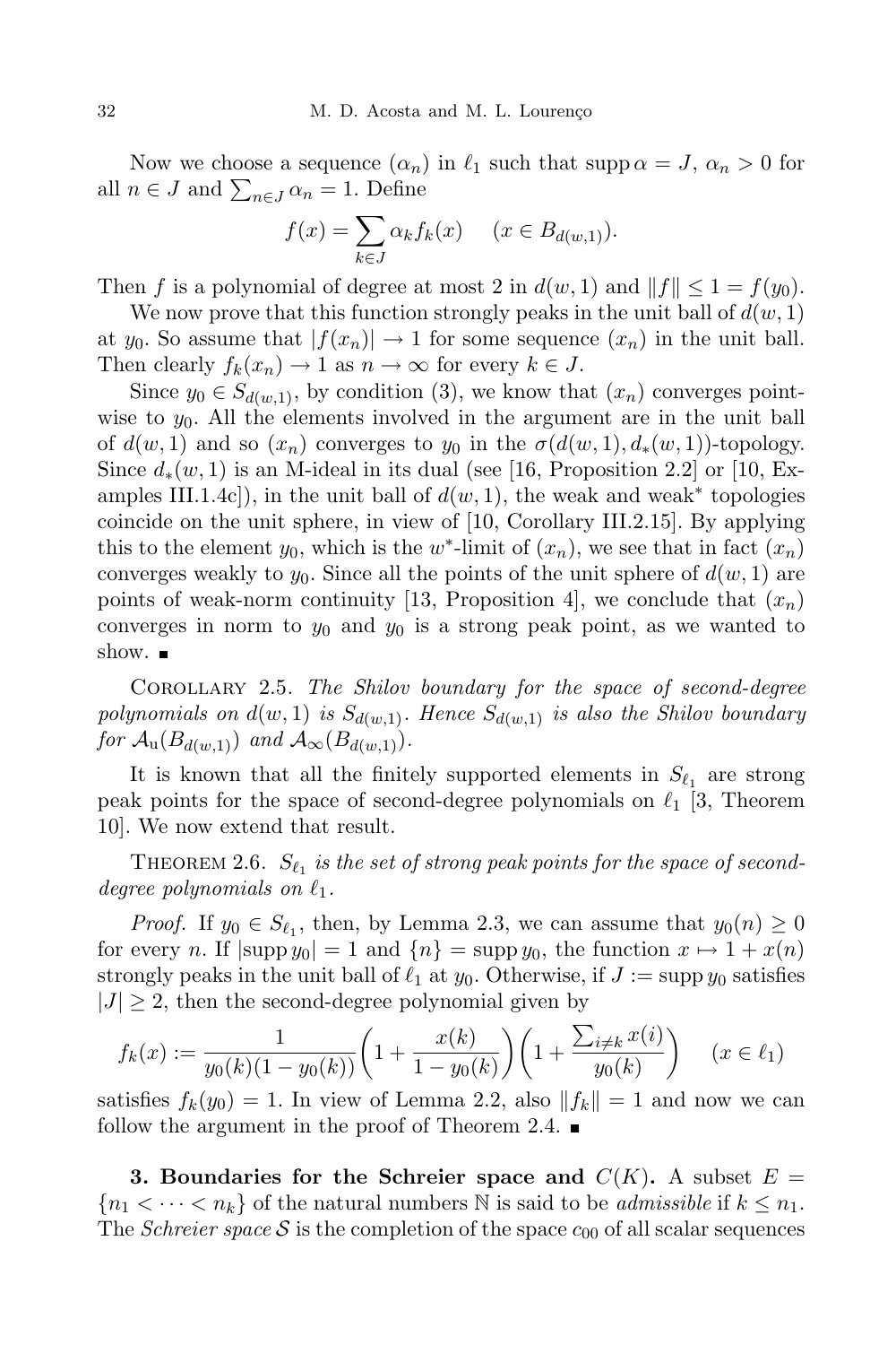Now we choose a sequence $(\alpha_n)$ in $\ell_1$ such that $\operatorname{supp} \alpha = J$, $\alpha_n > 0$ for all $n \in J$ and $\sum_{n \in J} \alpha_n = 1$. Define

$$f(x) = \sum_{k \in J} \alpha_k f_k(x) \quad (x \in B_{d(w,1)}).$$

Then $f$ is a polynomial of degree at most 2 in $d(w,1)$ and $\|f\| \leq 1 = f(y_0)$.

We now prove that this function strongly peaks in the unit ball of $d(w,1)$ at $y_0$. So assume that $|f(x_n)| \to 1$ for some sequence $(x_n)$ in the unit ball. Then clearly $f_k(x_n) \to 1$ as $n \to \infty$ for every $k \in J$.

Since $y_0 \in S_{d(w,1)}$, by condition (3), we know that $(x_n)$ converges pointwise to $y_0$. All the elements involved in the argument are in the unit ball of $d(w,1)$ and so $(x_n)$ converges to $y_0$ in the $\sigma(d(w,1), d_*(w,1))$-topology. Since $d_*(w,1)$ is an M-ideal in its dual (see [16, Proposition 2.2] or [10, Examples III.1.4c]), in the unit ball of $d(w,1)$, the weak and weak$^*$ topologies coincide on the unit sphere, in view of [10, Corollary III.2.15]. By applying this to the element $y_0$, which is the $w^*$-limit of $(x_n)$, we see that in fact $(x_n)$ converges weakly to $y_0$. Since all the points of the unit sphere of $d(w,1)$ are points of weak-norm continuity [13, Proposition 4], we conclude that $(x_n)$ converges in norm to $y_0$ and $y_0$ is a strong peak point, as we wanted to show. ∎

Corollary 2.5. *The Shilov boundary for the space of second-degree polynomials on $d(w,1)$ is $S_{d(w,1)}$. Hence $S_{d(w,1)}$ is also the Shilov boundary for $\mathcal{A}_{\mathrm{u}}(B_{d(w,1)})$ and $\mathcal{A}_\infty(B_{d(w,1)})$.*

It is known that all the finitely supported elements in $S_{\ell_1}$ are strong peak points for the space of second-degree polynomials on $\ell_1$ [3, Theorem 10]. We now extend that result.

Theorem 2.6. *$S_{\ell_1}$ is the set of strong peak points for the space of second-degree polynomials on $\ell_1$.*

*Proof.* If $y_0 \in S_{\ell_1}$, then, by Lemma 2.3, we can assume that $y_0(n) \geq 0$ for every $n$. If $|\operatorname{supp} y_0| = 1$ and $\{n\} = \operatorname{supp} y_0$, the function $x \mapsto 1 + x(n)$ strongly peaks in the unit ball of $\ell_1$ at $y_0$. Otherwise, if $J := \operatorname{supp} y_0$ satisfies $|J| \geq 2$, then the second-degree polynomial given by

$$f_k(x) := \frac{1}{y_0(k)(1 - y_0(k))} \left(1 + \frac{x(k)}{1 - y_0(k)}\right) \left(1 + \frac{\sum_{i \neq k} x(i)}{y_0(k)}\right) \quad (x \in \ell_1)$$

satisfies $f_k(y_0) = 1$. In view of Lemma 2.2, also $\|f_k\| = 1$ and now we can follow the argument in the proof of Theorem 2.4. ∎

**3. Boundaries for the Schreier space and $C(K)$.** A subset $E = \{n_1 < \cdots < n_k\}$ of the natural numbers $\mathbb{N}$ is said to be *admissible* if $k \leq n_1$. The *Schreier space* $\mathcal{S}$ is the completion of the space $c_{00}$ of all scalar sequences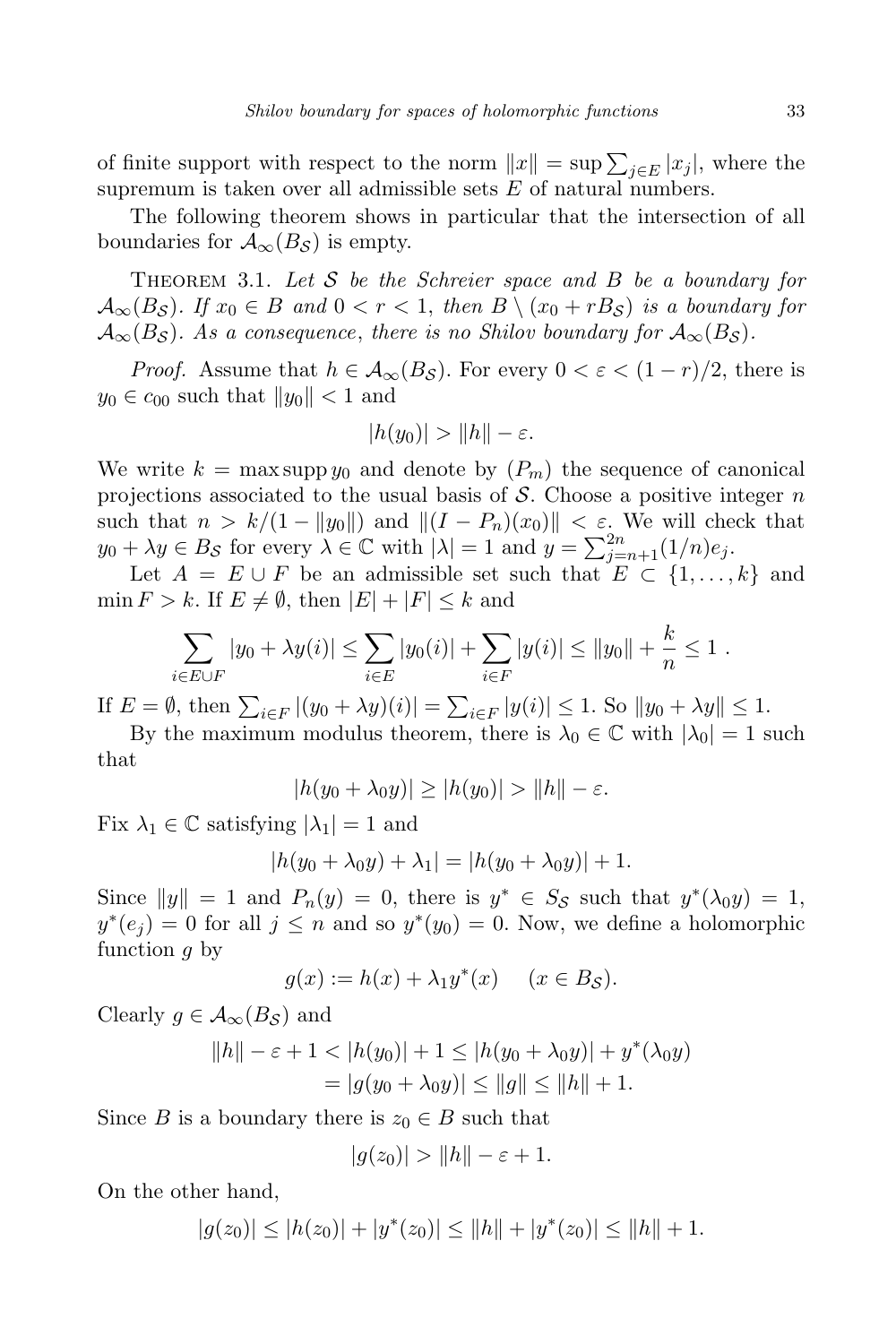of finite support with respect to the norm $\|x\| = \sup \sum_{j \in E} |x_j|$, where the supremum is taken over all admissible sets $E$ of natural numbers.

The following theorem shows in particular that the intersection of all boundaries for $\mathcal{A}_\infty(B_\mathcal{S})$ is empty.

THEOREM 3.1. *Let $\mathcal{S}$ be the Schreier space and $B$ be a boundary for $\mathcal{A}_\infty(B_\mathcal{S})$. If $x_0 \in B$ and $0 < r < 1$, then $B \setminus (x_0 + rB_\mathcal{S})$ is a boundary for $\mathcal{A}_\infty(B_\mathcal{S})$. As a consequence, there is no Shilov boundary for $\mathcal{A}_\infty(B_\mathcal{S})$.*

*Proof.* Assume that $h \in \mathcal{A}_\infty(B_\mathcal{S})$. For every $0 < \varepsilon < (1-r)/2$, there is $y_0 \in c_{00}$ such that $\|y_0\| < 1$ and

$$|h(y_0)| > \|h\| - \varepsilon.$$

We write $k = \max \operatorname{supp} y_0$ and denote by $(P_m)$ the sequence of canonical projections associated to the usual basis of $\mathcal{S}$. Choose a positive integer $n$ such that $n > k/(1 - \|y_0\|)$ and $\|(I - P_n)(x_0)\| < \varepsilon$. We will check that $y_0 + \lambda y \in B_\mathcal{S}$ for every $\lambda \in \mathbb{C}$ with $|\lambda| = 1$ and $y = \sum_{j=n+1}^{2n} (1/n) e_j$.

Let $A = E \cup F$ be an admissible set such that $E \subset \{1, \ldots, k\}$ and $\min F > k$. If $E \neq \emptyset$, then $|E| + |F| \leq k$ and

$$\sum_{i \in E \cup F} |y_0 + \lambda y(i)| \leq \sum_{i \in E} |y_0(i)| + \sum_{i \in F} |y(i)| \leq \|y_0\| + \frac{k}{n} \leq 1 \ .$$

If $E = \emptyset$, then $\sum_{i \in F} |(y_0 + \lambda y)(i)| = \sum_{i \in F} |y(i)| \leq 1$. So $\|y_0 + \lambda y\| \leq 1$.

By the maximum modulus theorem, there is $\lambda_0 \in \mathbb{C}$ with $|\lambda_0| = 1$ such that

$$|h(y_0 + \lambda_0 y)| \geq |h(y_0)| > \|h\| - \varepsilon.$$

Fix $\lambda_1 \in \mathbb{C}$ satisfying $|\lambda_1| = 1$ and

$$|h(y_0 + \lambda_0 y) + \lambda_1| = |h(y_0 + \lambda_0 y)| + 1.$$

Since $\|y\| = 1$ and $P_n(y) = 0$, there is $y^* \in S_\mathcal{S}$ such that $y^*(\lambda_0 y) = 1$, $y^*(e_j) = 0$ for all $j \leq n$ and so $y^*(y_0) = 0$. Now, we define a holomorphic function $g$ by

$$g(x) := h(x) + \lambda_1 y^*(x) \quad (x \in B_\mathcal{S}).$$

Clearly $g \in \mathcal{A}_\infty(B_\mathcal{S})$ and

$$\begin{aligned} \|h\| - \varepsilon + 1 < |h(y_0)| + 1 &\leq |h(y_0 + \lambda_0 y)| + y^*(\lambda_0 y) \\ &= |g(y_0 + \lambda_0 y)| \leq \|g\| \leq \|h\| + 1. \end{aligned}$$

Since $B$ is a boundary there is $z_0 \in B$ such that

$$|g(z_0)| > \|h\| - \varepsilon + 1.$$

On the other hand,

$$|g(z_0)| \leq |h(z_0)| + |y^*(z_0)| \leq \|h\| + |y^*(z_0)| \leq \|h\| + 1.$$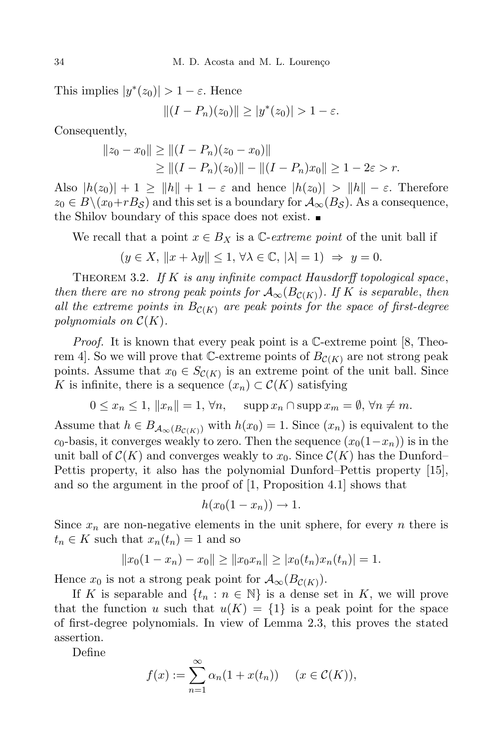This implies $|y^*(z_0)| > 1 - \varepsilon$. Hence

$$\|(I - P_n)(z_0)\| \geq |y^*(z_0)| > 1 - \varepsilon.$$

Consequently,

$$\begin{aligned}\|z_0 - x_0\| &\geq \|(I - P_n)(z_0 - x_0)\| \\ &\geq \|(I - P_n)(z_0)\| - \|(I - P_n)x_0\| \geq 1 - 2\varepsilon > r.\end{aligned}$$

Also $|h(z_0)| + 1 \geq \|h\| + 1 - \varepsilon$ and hence $|h(z_0)| > \|h\| - \varepsilon$. Therefore $z_0 \in B \backslash (x_0 + rB_{\mathcal{S}})$ and this set is a boundary for $\mathcal{A}_\infty(B_{\mathcal{S}})$. As a consequence, the Shilov boundary of this space does not exist. ∎

We recall that a point $x \in B_X$ is a $\mathbb{C}$-*extreme point* of the unit ball if

$$(y \in X,\ \|x + \lambda y\| \leq 1,\ \forall \lambda \in \mathbb{C},\ |\lambda| = 1) \Rightarrow y = 0.$$

Theorem 3.2. *If $K$ is any infinite compact Hausdorff topological space, then there are no strong peak points for $\mathcal{A}_\infty(B_{\mathcal{C}(K)})$. If $K$ is separable, then all the extreme points in $B_{\mathcal{C}(K)}$ are peak points for the space of first-degree polynomials on $\mathcal{C}(K)$.*

*Proof.* It is known that every peak point is a $\mathbb{C}$-extreme point [8, Theorem 4]. So we will prove that $\mathbb{C}$-extreme points of $B_{\mathcal{C}(K)}$ are not strong peak points. Assume that $x_0 \in S_{\mathcal{C}(K)}$ is an extreme point of the unit ball. Since $K$ is infinite, there is a sequence $(x_n) \subset \mathcal{C}(K)$ satisfying

$$0 \leq x_n \leq 1,\ \|x_n\| = 1,\ \forall n, \qquad \operatorname{supp} x_n \cap \operatorname{supp} x_m = \emptyset,\ \forall n \neq m.$$

Assume that $h \in B_{\mathcal{A}_\infty(B_{\mathcal{C}(K)})}$ with $h(x_0) = 1$. Since $(x_n)$ is equivalent to the $c_0$-basis, it converges weakly to zero. Then the sequence $(x_0(1-x_n))$ is in the unit ball of $\mathcal{C}(K)$ and converges weakly to $x_0$. Since $\mathcal{C}(K)$ has the Dunford–Pettis property, it also has the polynomial Dunford–Pettis property [15], and so the argument in the proof of [1, Proposition 4.1] shows that

$$h(x_0(1 - x_n)) \to 1.$$

Since $x_n$ are non-negative elements in the unit sphere, for every $n$ there is $t_n \in K$ such that $x_n(t_n) = 1$ and so

$$\|x_0(1 - x_n) - x_0\| \geq \|x_0 x_n\| \geq |x_0(t_n)x_n(t_n)| = 1.$$

Hence $x_0$ is not a strong peak point for $\mathcal{A}_\infty(B_{\mathcal{C}(K)})$.

If $K$ is separable and $\{t_n : n \in \mathbb{N}\}$ is a dense set in $K$, we will prove that the function $u$ such that $u(K) = \{1\}$ is a peak point for the space of first-degree polynomials. In view of Lemma 2.3, this proves the stated assertion.

Define

$$f(x) := \sum_{n=1}^{\infty} \alpha_n (1 + x(t_n)) \quad (x \in \mathcal{C}(K)),$$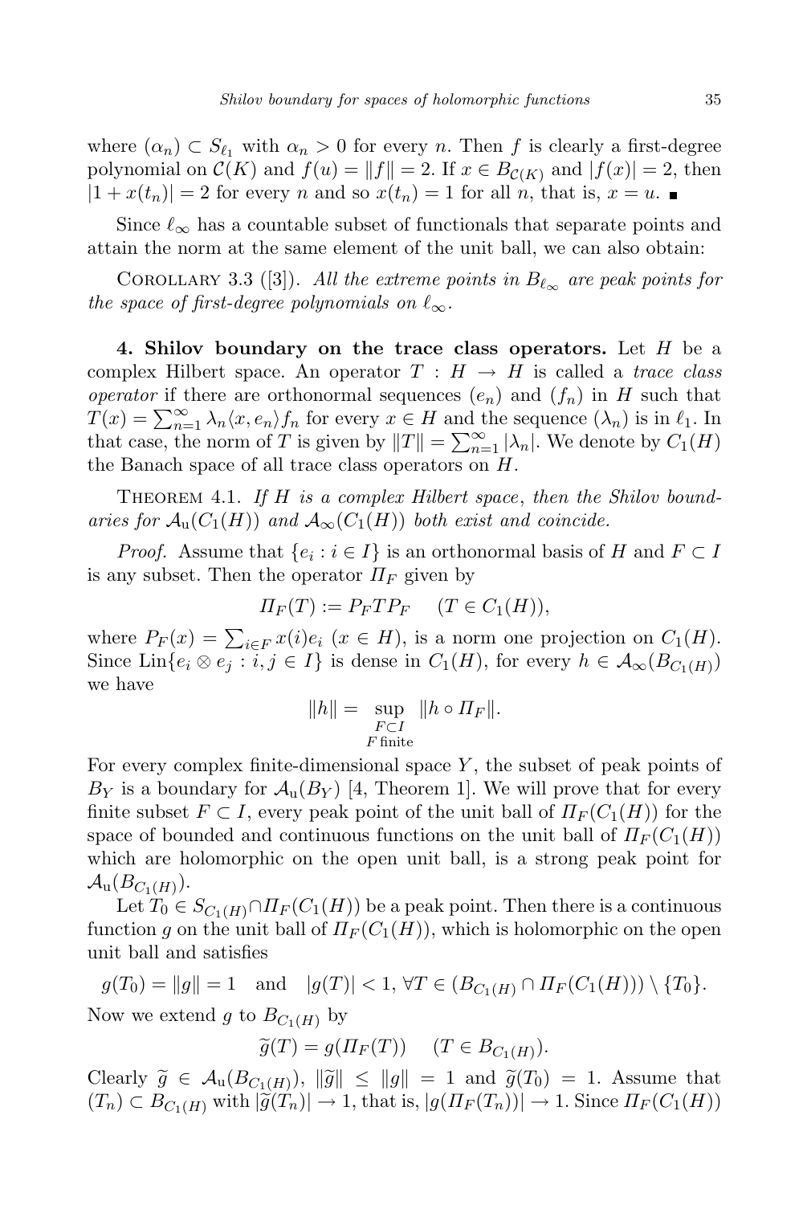where $(\alpha_n) \subset S_{\ell_1}$ with $\alpha_n > 0$ for every $n$. Then $f$ is clearly a first-degree polynomial on $\mathcal{C}(K)$ and $f(u) = \|f\| = 2$. If $x \in B_{\mathcal{C}(K)}$ and $|f(x)| = 2$, then $|1 + x(t_n)| = 2$ for every $n$ and so $x(t_n) = 1$ for all $n$, that is, $x = u$. ∎

Since $\ell_\infty$ has a countable subset of functionals that separate points and attain the norm at the same element of the unit ball, we can also obtain:

Corollary 3.3 ([3]). *All the extreme points in $B_{\ell_\infty}$ are peak points for the space of first-degree polynomials on $\ell_\infty$.*

**4. Shilov boundary on the trace class operators.** Let $H$ be a complex Hilbert space. An operator $T : H \to H$ is called a *trace class operator* if there are orthonormal sequences $(e_n)$ and $(f_n)$ in $H$ such that $T(x) = \sum_{n=1}^{\infty} \lambda_n \langle x, e_n \rangle f_n$ for every $x \in H$ and the sequence $(\lambda_n)$ is in $\ell_1$. In that case, the norm of $T$ is given by $\|T\| = \sum_{n=1}^{\infty} |\lambda_n|$. We denote by $C_1(H)$ the Banach space of all trace class operators on $H$.

Theorem 4.1. *If $H$ is a complex Hilbert space, then the Shilov boundaries for $\mathcal{A}_{\mathrm{u}}(C_1(H))$ and $\mathcal{A}_\infty(C_1(H))$ both exist and coincide.*

*Proof.* Assume that $\{e_i : i \in I\}$ is an orthonormal basis of $H$ and $F \subset I$ is any subset. Then the operator $\Pi_F$ given by

$$\Pi_F(T) := P_F T P_F \quad (T \in C_1(H)),$$

where $P_F(x) = \sum_{i \in F} x(i) e_i$ ($x \in H$), is a norm one projection on $C_1(H)$. Since $\mathrm{Lin}\{e_i \otimes e_j : i, j \in I\}$ is dense in $C_1(H)$, for every $h \in \mathcal{A}_\infty(B_{C_1(H)})$ we have

$$\|h\| = \sup_{\substack{F \subset I \\ F \text{ finite}}} \|h \circ \Pi_F\|.$$

For every complex finite-dimensional space $Y$, the subset of peak points of $B_Y$ is a boundary for $\mathcal{A}_{\mathrm{u}}(B_Y)$ [4, Theorem 1]. We will prove that for every finite subset $F \subset I$, every peak point of the unit ball of $\Pi_F(C_1(H))$ for the space of bounded and continuous functions on the unit ball of $\Pi_F(C_1(H))$ which are holomorphic on the open unit ball, is a strong peak point for $\mathcal{A}_{\mathrm{u}}(B_{C_1(H)})$.

Let $T_0 \in S_{C_1(H)} \cap \Pi_F(C_1(H))$ be a peak point. Then there is a continuous function $g$ on the unit ball of $\Pi_F(C_1(H))$, which is holomorphic on the open unit ball and satisfies

$$g(T_0) = \|g\| = 1 \quad \text{and} \quad |g(T)| < 1, \forall T \in (B_{C_1(H)} \cap \Pi_F(C_1(H))) \setminus \{T_0\}.$$

Now we extend $g$ to $B_{C_1(H)}$ by

$$\widetilde{g}(T) = g(\Pi_F(T)) \quad (T \in B_{C_1(H)}).$$

Clearly $\widetilde{g} \in \mathcal{A}_{\mathrm{u}}(B_{C_1(H)})$, $\|\widetilde{g}\| \leq \|g\| = 1$ and $\widetilde{g}(T_0) = 1$. Assume that $(T_n) \subset B_{C_1(H)}$ with $|\widetilde{g}(T_n)| \to 1$, that is, $|g(\Pi_F(T_n))| \to 1$. Since $\Pi_F(C_1(H))$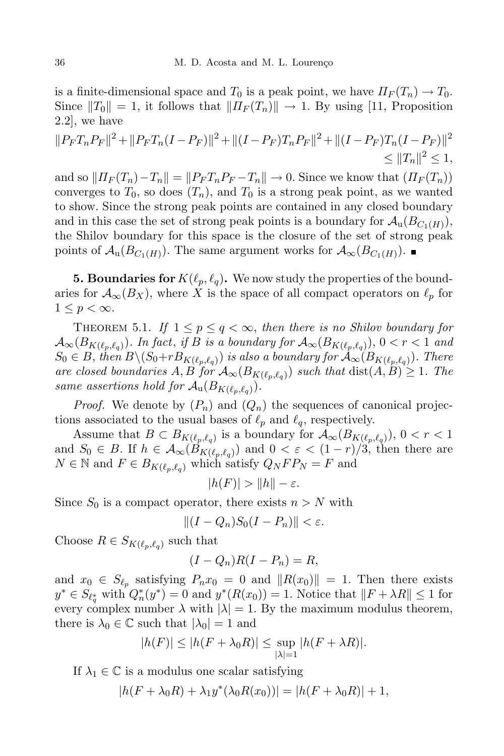is a finite-dimensional space and $T_0$ is a peak point, we have $\Pi_F(T_n) \to T_0$. Since $\|T_0\| = 1$, it follows that $\|\Pi_F(T_n)\| \to 1$. By using [11, Proposition 2.2], we have

$$\|P_F T_n P_F\|^2 + \|P_F T_n (I - P_F)\|^2 + \|(I - P_F) T_n P_F\|^2 + \|(I - P_F) T_n (I - P_F)\|^2 \leq \|T_n\|^2 \leq 1,$$

and so $\|\Pi_F(T_n) - T_n\| = \|P_F T_n P_F - T_n\| \to 0$. Since we know that $(\Pi_F(T_n))$ converges to $T_0$, so does $(T_n)$, and $T_0$ is a strong peak point, as we wanted to show. Since the strong peak points are contained in any closed boundary and in this case the set of strong peak points is a boundary for $\mathcal{A}_{\mathrm{u}}(B_{C_1(H)})$, the Shilov boundary for this space is the closure of the set of strong peak points of $\mathcal{A}_{\mathrm{u}}(B_{C_1(H)})$. The same argument works for $\mathcal{A}_\infty(B_{C_1(H)})$. ∎

**5. Boundaries for $K(\ell_p, \ell_q)$.** We now study the properties of the boundaries for $\mathcal{A}_\infty(B_X)$, where $X$ is the space of all compact operators on $\ell_p$ for $1 \leq p < \infty$.

Theorem 5.1. *If $1 \leq p \leq q < \infty$, then there is no Shilov boundary for $\mathcal{A}_\infty(B_{K(\ell_p,\ell_q)})$. In fact, if $B$ is a boundary for $\mathcal{A}_\infty(B_{K(\ell_p,\ell_q)})$, $0 < r < 1$ and $S_0 \in B$, then $B \backslash (S_0 + r B_{K(\ell_p,\ell_q)})$ is also a boundary for $\mathcal{A}_\infty(B_{K(\ell_p,\ell_q)})$. There are closed boundaries $A, B$ for $\mathcal{A}_\infty(B_{K(\ell_p,\ell_q)})$ such that $\operatorname{dist}(A, B) \geq 1$. The same assertions hold for $\mathcal{A}_{\mathrm{u}}(B_{K(\ell_p,\ell_q)})$.*

*Proof.* We denote by $(P_n)$ and $(Q_n)$ the sequences of canonical projections associated to the usual bases of $\ell_p$ and $\ell_q$, respectively.

Assume that $B \subset B_{K(\ell_p,\ell_q)}$ is a boundary for $\mathcal{A}_\infty(B_{K(\ell_p,\ell_q)})$, $0 < r < 1$ and $S_0 \in B$. If $h \in \mathcal{A}_\infty(B_{K(\ell_p,\ell_q)})$ and $0 < \varepsilon < (1-r)/3$, then there are $N \in \mathbb{N}$ and $F \in B_{K(\ell_p,\ell_q)}$ which satisfy $Q_N F P_N = F$ and

$$|h(F)| > \|h\| - \varepsilon.$$

Since $S_0$ is a compact operator, there exists $n > N$ with

$$\|(I - Q_n) S_0 (I - P_n)\| < \varepsilon.$$

Choose $R \in S_{K(\ell_p,\ell_q)}$ such that

$$(I - Q_n) R (I - P_n) = R,$$

and $x_0 \in S_{\ell_p}$ satisfying $P_n x_0 = 0$ and $\|R(x_0)\| = 1$. Then there exists $y^* \in S_{\ell_q^*}$ with $Q_n^*(y^*) = 0$ and $y^*(R(x_0)) = 1$. Notice that $\|F + \lambda R\| \leq 1$ for every complex number $\lambda$ with $|\lambda| = 1$. By the maximum modulus theorem, there is $\lambda_0 \in \mathbb{C}$ such that $|\lambda_0| = 1$ and

$$|h(F)| \leq |h(F + \lambda_0 R)| \leq \sup_{|\lambda|=1} |h(F + \lambda R)|.$$

If $\lambda_1 \in \mathbb{C}$ is a modulus one scalar satisfying

$$|h(F + \lambda_0 R) + \lambda_1 y^*(\lambda_0 R(x_0))| = |h(F + \lambda_0 R)| + 1,$$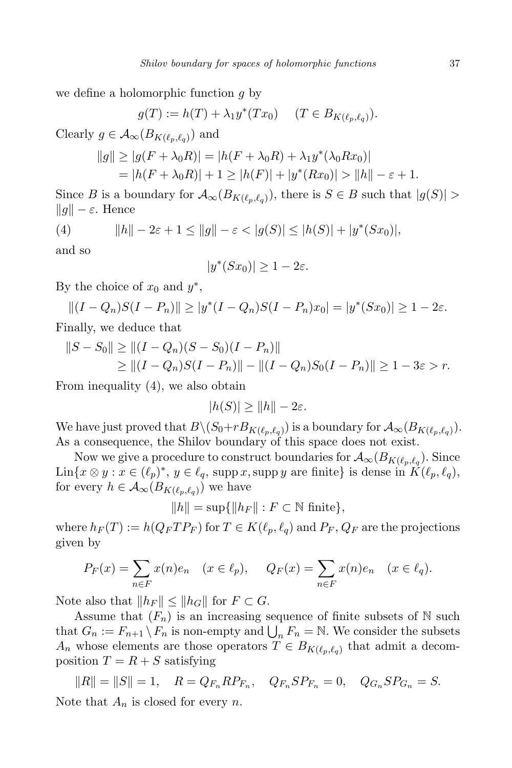we define a holomorphic function $g$ by

$$g(T) := h(T) + \lambda_1 y^*(Tx_0) \quad (T \in B_{K(\ell_p,\ell_q)}).$$

Clearly $g \in \mathcal{A}_\infty(B_{K(\ell_p,\ell_q)})$ and

$$\begin{aligned}\|g\| &\geq |g(F+\lambda_0 R)| = |h(F+\lambda_0 R) + \lambda_1 y^*(\lambda_0 R x_0)| \\ &= |h(F+\lambda_0 R)| + 1 \geq |h(F)| + |y^*(Rx_0)| > \|h\| - \varepsilon + 1.\end{aligned}$$

Since $B$ is a boundary for $\mathcal{A}_\infty(B_{K(\ell_p,\ell_q)})$, there is $S \in B$ such that $|g(S)| > \|g\| - \varepsilon$. Hence

$$\|h\| - 2\varepsilon + 1 \leq \|g\| - \varepsilon < |g(S)| \leq |h(S)| + |y^*(Sx_0)|, \tag{4}$$

and so

$$|y^*(Sx_0)| \geq 1 - 2\varepsilon.$$

By the choice of $x_0$ and $y^*$,

$$\|(I-Q_n)S(I-P_n)\| \geq |y^*(I-Q_n)S(I-P_n)x_0| = |y^*(Sx_0)| \geq 1 - 2\varepsilon.$$

Finally, we deduce that

$$\begin{aligned}\|S - S_0\| &\geq \|(I-Q_n)(S-S_0)(I-P_n)\| \\ &\geq \|(I-Q_n)S(I-P_n)\| - \|(I-Q_n)S_0(I-P_n)\| \geq 1 - 3\varepsilon > r.\end{aligned}$$

From inequality (4), we also obtain

$$|h(S)| \geq \|h\| - 2\varepsilon.$$

We have just proved that $B \setminus (S_0 + rB_{K(\ell_p,\ell_q)})$ is a boundary for $\mathcal{A}_\infty(B_{K(\ell_p,\ell_q)})$. As a consequence, the Shilov boundary of this space does not exist.

Now we give a procedure to construct boundaries for $\mathcal{A}_\infty(B_{K(\ell_p,\ell_q)})$. Since $\mathrm{Lin}\{x \otimes y : x \in (\ell_p)^*,\ y \in \ell_q,\ \mathrm{supp}\, x, \mathrm{supp}\, y \text{ are finite}\}$ is dense in $K(\ell_p,\ell_q)$, for every $h \in \mathcal{A}_\infty(B_{K(\ell_p,\ell_q)})$ we have

$$\|h\| = \sup\{\|h_F\| : F \subset \mathbb{N} \text{ finite}\},$$

where $h_F(T) := h(Q_F T P_F)$ for $T \in K(\ell_p,\ell_q)$ and $P_F, Q_F$ are the projections given by

$$P_F(x) = \sum_{n \in F} x(n) e_n \quad (x \in \ell_p), \qquad Q_F(x) = \sum_{n \in F} x(n) e_n \quad (x \in \ell_q).$$

Note also that $\|h_F\| \leq \|h_G\|$ for $F \subset G$.

Assume that $(F_n)$ is an increasing sequence of finite subsets of $\mathbb{N}$ such that $G_n := F_{n+1} \setminus F_n$ is non-empty and $\bigcup_n F_n = \mathbb{N}$. We consider the subsets $A_n$ whose elements are those operators $T \in B_{K(\ell_p,\ell_q)}$ that admit a decomposition $T = R + S$ satisfying

$$\|R\| = \|S\| = 1, \quad R = Q_{F_n} R P_{F_n}, \quad Q_{F_n} S P_{F_n} = 0, \quad Q_{G_n} S P_{G_n} = S.$$

Note that $A_n$ is closed for every $n$.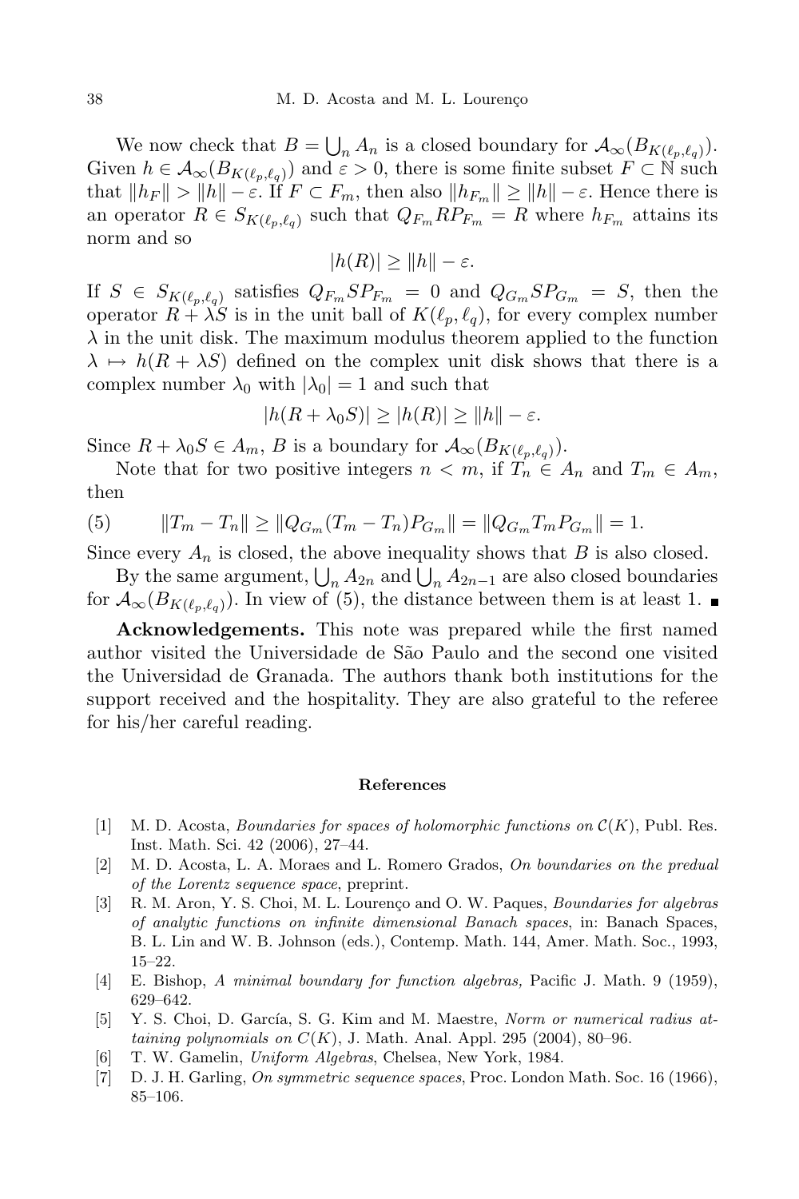We now check that $B = \bigcup_n A_n$ is a closed boundary for $\mathcal{A}_\infty(B_{K(\ell_p,\ell_q)})$. Given $h \in \mathcal{A}_\infty(B_{K(\ell_p,\ell_q)})$ and $\varepsilon > 0$, there is some finite subset $F \subset \mathbb{N}$ such that $\|h_F\| > \|h\| - \varepsilon$. If $F \subset F_m$, then also $\|h_{F_m}\| \geq \|h\| - \varepsilon$. Hence there is an operator $R \in S_{K(\ell_p,\ell_q)}$ such that $Q_{F_m} R P_{F_m} = R$ where $h_{F_m}$ attains its norm and so

$$|h(R)| \geq \|h\| - \varepsilon.$$

If $S \in S_{K(\ell_p,\ell_q)}$ satisfies $Q_{F_m} S P_{F_m} = 0$ and $Q_{G_m} S P_{G_m} = S$, then the operator $R + \lambda S$ is in the unit ball of $K(\ell_p, \ell_q)$, for every complex number $\lambda$ in the unit disk. The maximum modulus theorem applied to the function $\lambda \mapsto h(R + \lambda S)$ defined on the complex unit disk shows that there is a complex number $\lambda_0$ with $|\lambda_0| = 1$ and such that

$$|h(R + \lambda_0 S)| \geq |h(R)| \geq \|h\| - \varepsilon.$$

Since $R + \lambda_0 S \in A_m$, $B$ is a boundary for $\mathcal{A}_\infty(B_{K(\ell_p,\ell_q)})$.

Note that for two positive integers $n < m$, if $T_n \in A_n$ and $T_m \in A_m$, then

$$\|T_m - T_n\| \geq \|Q_{G_m}(T_m - T_n)P_{G_m}\| = \|Q_{G_m} T_m P_{G_m}\| = 1. \tag{5}$$

Since every $A_n$ is closed, the above inequality shows that $B$ is also closed.

By the same argument, $\bigcup_n A_{2n}$ and $\bigcup_n A_{2n-1}$ are also closed boundaries for $\mathcal{A}_\infty(B_{K(\ell_p,\ell_q)})$. In view of (5), the distance between them is at least 1. ∎

**Acknowledgements.** This note was prepared while the first named author visited the Universidade de São Paulo and the second one visited the Universidad de Granada. The authors thank both institutions for the support received and the hospitality. They are also grateful to the referee for his/her careful reading.

## References

[1] M. D. Acosta, *Boundaries for spaces of holomorphic functions on $\mathcal{C}(K)$*, Publ. Res. Inst. Math. Sci. 42 (2006), 27–44.

[2] M. D. Acosta, L. A. Moraes and L. Romero Grados, *On boundaries on the predual of the Lorentz sequence space*, preprint.

[3] R. M. Aron, Y. S. Choi, M. L. Lourenço and O. W. Paques, *Boundaries for algebras of analytic functions on infinite dimensional Banach spaces*, in: Banach Spaces, B. L. Lin and W. B. Johnson (eds.), Contemp. Math. 144, Amer. Math. Soc., 1993, 15–22.

[4] E. Bishop, *A minimal boundary for function algebras,* Pacific J. Math. 9 (1959), 629–642.

[5] Y. S. Choi, D. García, S. G. Kim and M. Maestre, *Norm or numerical radius attaining polynomials on $C(K)$*, J. Math. Anal. Appl. 295 (2004), 80–96.

[6] T. W. Gamelin, *Uniform Algebras*, Chelsea, New York, 1984.

[7] D. J. H. Garling, *On symmetric sequence spaces*, Proc. London Math. Soc. 16 (1966), 85–106.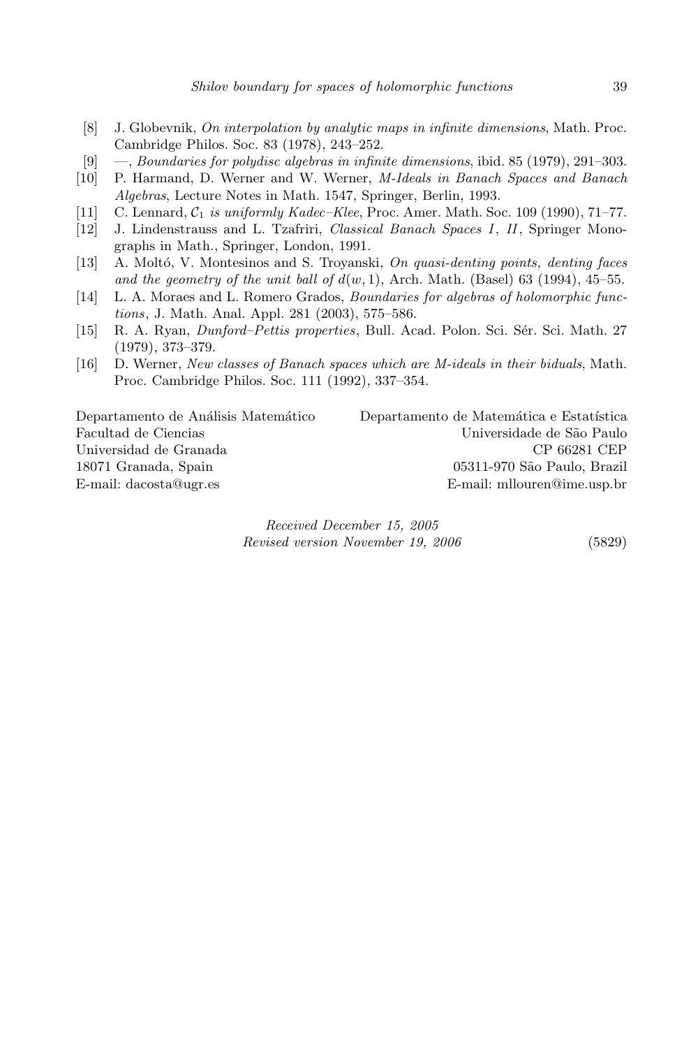[8] J. Globevnik, *On interpolation by analytic maps in infinite dimensions*, Math. Proc. Cambridge Philos. Soc. 83 (1978), 243–252.

[9] —, *Boundaries for polydisc algebras in infinite dimensions*, ibid. 85 (1979), 291–303.

[10] P. Harmand, D. Werner and W. Werner, *M-Ideals in Banach Spaces and Banach Algebras*, Lecture Notes in Math. 1547, Springer, Berlin, 1993.

[11] C. Lennard, $\mathcal{C}_1$ *is uniformly Kadec–Klee*, Proc. Amer. Math. Soc. 109 (1990), 71–77.

[12] J. Lindenstrauss and L. Tzafriri, *Classical Banach Spaces I*, *II*, Springer Monographs in Math., Springer, London, 1991.

[13] A. Moltó, V. Montesinos and S. Troyanski, *On quasi-denting points, denting faces and the geometry of the unit ball of* $d(w,1)$, Arch. Math. (Basel) 63 (1994), 45–55.

[14] L. A. Moraes and L. Romero Grados, *Boundaries for algebras of holomorphic functions*, J. Math. Anal. Appl. 281 (2003), 575–586.

[15] R. A. Ryan, *Dunford–Pettis properties*, Bull. Acad. Polon. Sci. Sér. Sci. Math. 27 (1979), 373–379.

[16] D. Werner, *New classes of Banach spaces which are M-ideals in their biduals*, Math. Proc. Cambridge Philos. Soc. 111 (1992), 337–354.

Departamento de Análisis Matemático
Facultad de Ciencias
Universidad de Granada
18071 Granada, Spain
E-mail: dacosta@ugr.es

Departamento de Matemática e Estatística
Universidade de São Paulo
CP 66281 CEP
05311-970 São Paulo, Brazil
E-mail: mllouren@ime.usp.br

*Received December 15, 2005*
*Revised version November 19, 2006* (5829)